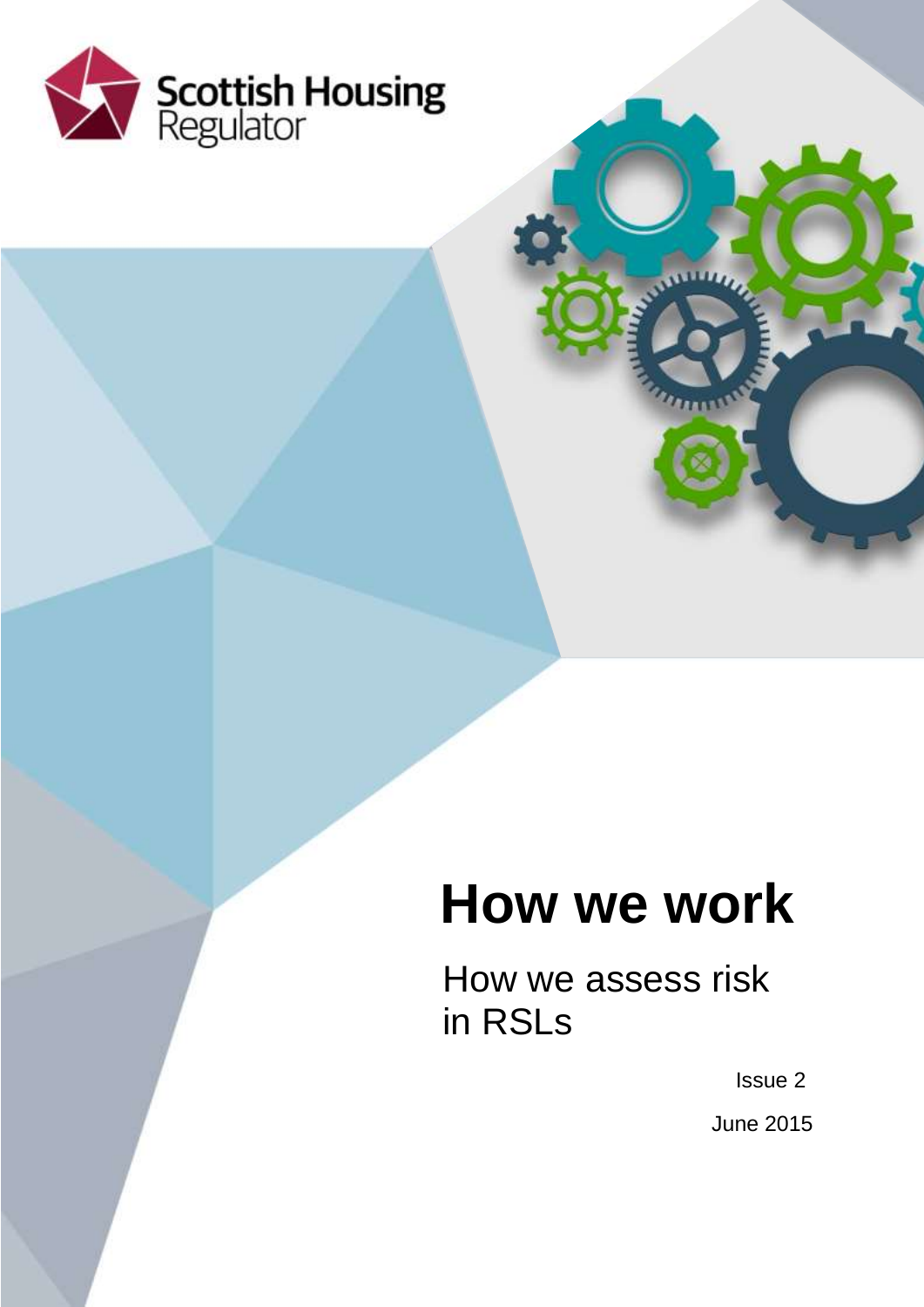Scottish Housing Regulator

# How we work

## How we assess risk in RSLs

Issue 2

June 2015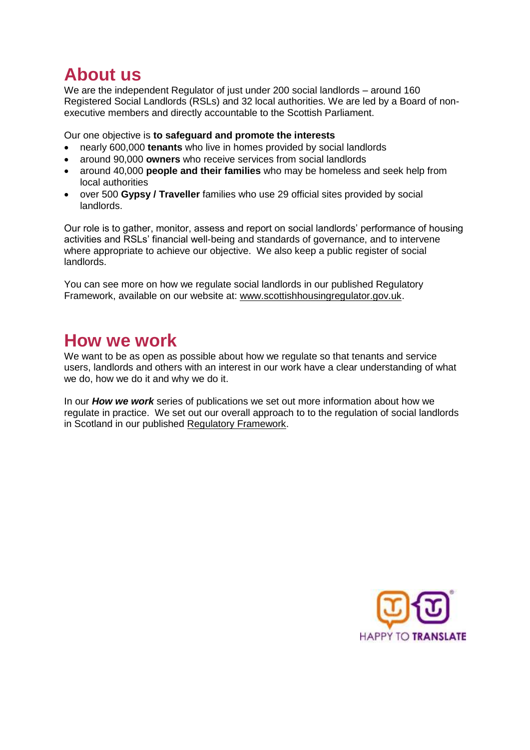## About us

We are the independent Regulator of just under 200 social landlords – around 160 Registered Social Landlords (RSLs) and 32 local authorities. We are led by a Board of non-executive members and directly accountable to the Scottish Parliament.

Our one objective is **to safeguard and promote the interests**

- nearly 600,000 **tenants** who live in homes provided by social landlords
- around 90,000 **owners** who receive services from social landlords
- around 40,000 **people and their families** who may be homeless and seek help from local authorities
- over 500 **Gypsy / Traveller** families who use 29 official sites provided by social landlords.

Our role is to gather, monitor, assess and report on social landlords' performance of housing activities and RSLs' financial well-being and standards of governance, and to intervene where appropriate to achieve our objective. We also keep a public register of social landlords.

You can see more on how we regulate social landlords in our published Regulatory Framework, available on our website at: www.scottishhousingregulator.gov.uk.

## How we work

We want to be as open as possible about how we regulate so that tenants and service users, landlords and others with an interest in our work have a clear understanding of what we do, how we do it and why we do it.

In our ***How we work*** series of publications we set out more information about how we regulate in practice. We set out our overall approach to to the regulation of social landlords in Scotland in our published Regulatory Framework.

HAPPY TO **TRANSLATE**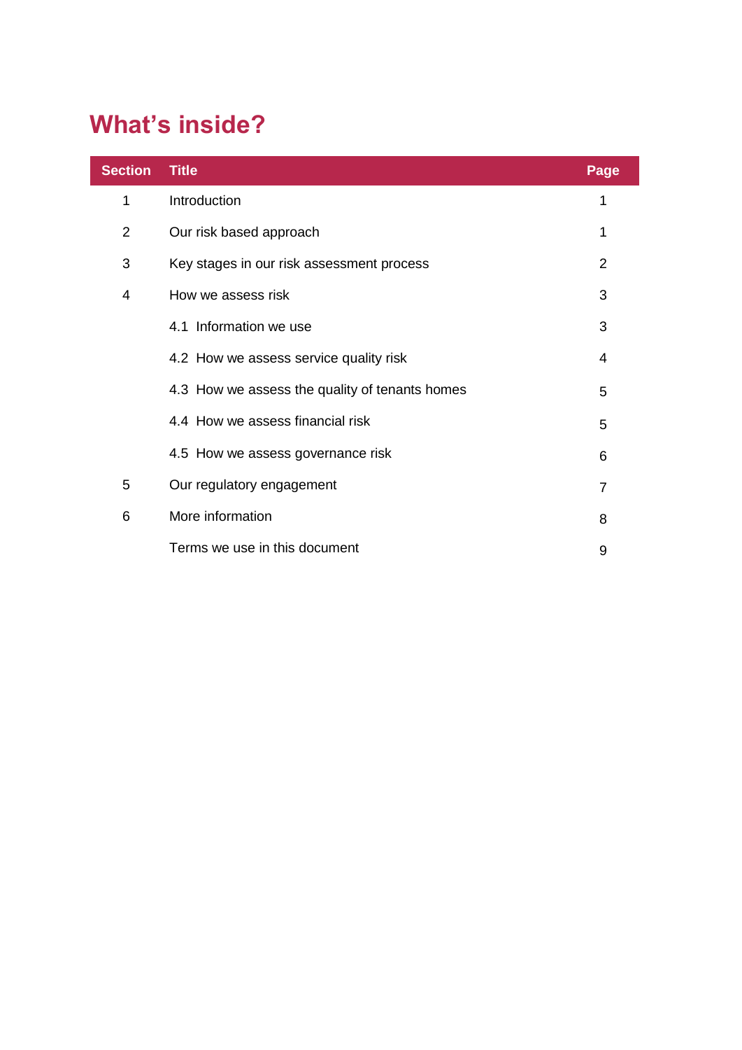# What's inside?

| Section | Title | Page |
|---|---|---|
| 1 | Introduction | 1 |
| 2 | Our risk based approach | 1 |
| 3 | Key stages in our risk assessment process | 2 |
| 4 | How we assess risk | 3 |
| | 4.1 Information we use | 3 |
| | 4.2 How we assess service quality risk | 4 |
| | 4.3 How we assess the quality of tenants homes | 5 |
| | 4.4 How we assess financial risk | 5 |
| | 4.5 How we assess governance risk | 6 |
| 5 | Our regulatory engagement | 7 |
| 6 | More information | 8 |
| | Terms we use in this document | 9 |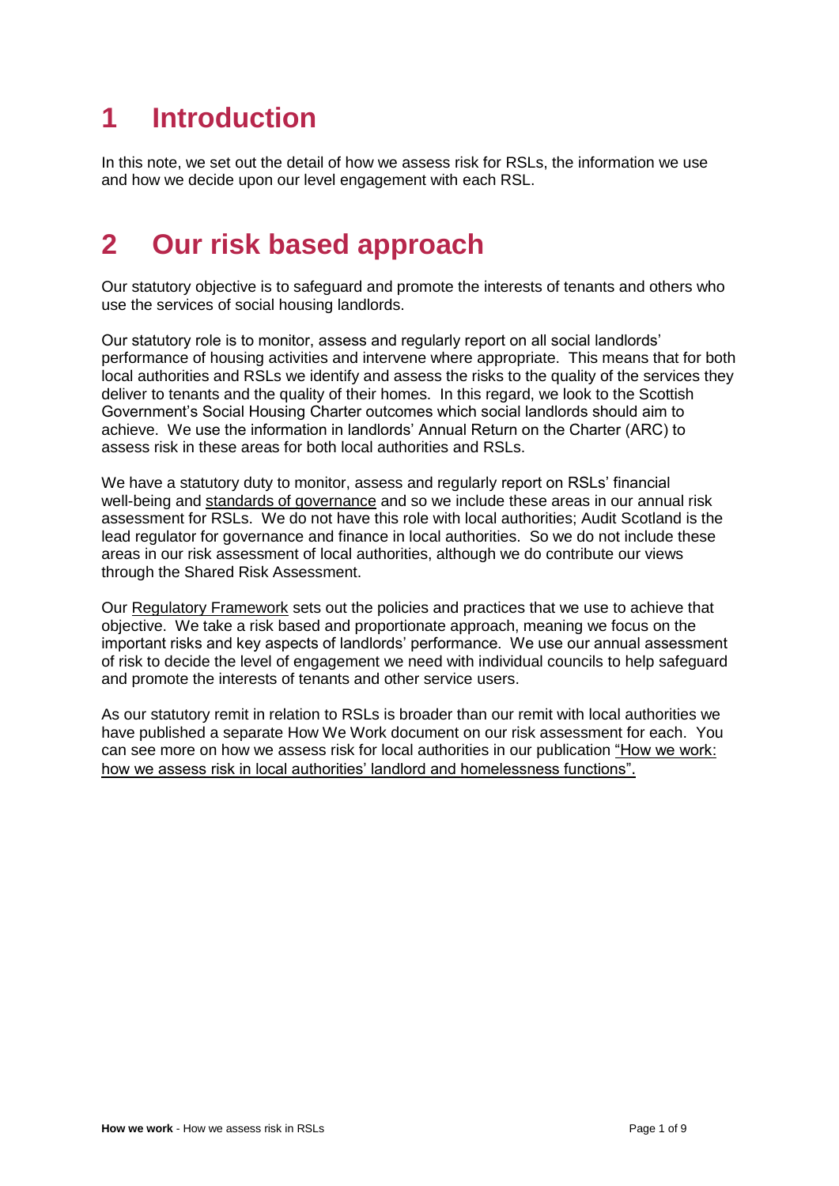# 1 Introduction

In this note, we set out the detail of how we assess risk for RSLs, the information we use and how we decide upon our level engagement with each RSL.

# 2 Our risk based approach

Our statutory objective is to safeguard and promote the interests of tenants and others who use the services of social housing landlords.

Our statutory role is to monitor, assess and regularly report on all social landlords' performance of housing activities and intervene where appropriate. This means that for both local authorities and RSLs we identify and assess the risks to the quality of the services they deliver to tenants and the quality of their homes. In this regard, we look to the Scottish Government's Social Housing Charter outcomes which social landlords should aim to achieve. We use the information in landlords' Annual Return on the Charter (ARC) to assess risk in these areas for both local authorities and RSLs.

We have a statutory duty to monitor, assess and regularly report on RSLs' financial well-being and standards of governance and so we include these areas in our annual risk assessment for RSLs. We do not have this role with local authorities; Audit Scotland is the lead regulator for governance and finance in local authorities. So we do not include these areas in our risk assessment of local authorities, although we do contribute our views through the Shared Risk Assessment.

Our Regulatory Framework sets out the policies and practices that we use to achieve that objective. We take a risk based and proportionate approach, meaning we focus on the important risks and key aspects of landlords' performance. We use our annual assessment of risk to decide the level of engagement we need with individual councils to help safeguard and promote the interests of tenants and other service users.

As our statutory remit in relation to RSLs is broader than our remit with local authorities we have published a separate How We Work document on our risk assessment for each. You can see more on how we assess risk for local authorities in our publication "How we work: how we assess risk in local authorities' landlord and homelessness functions".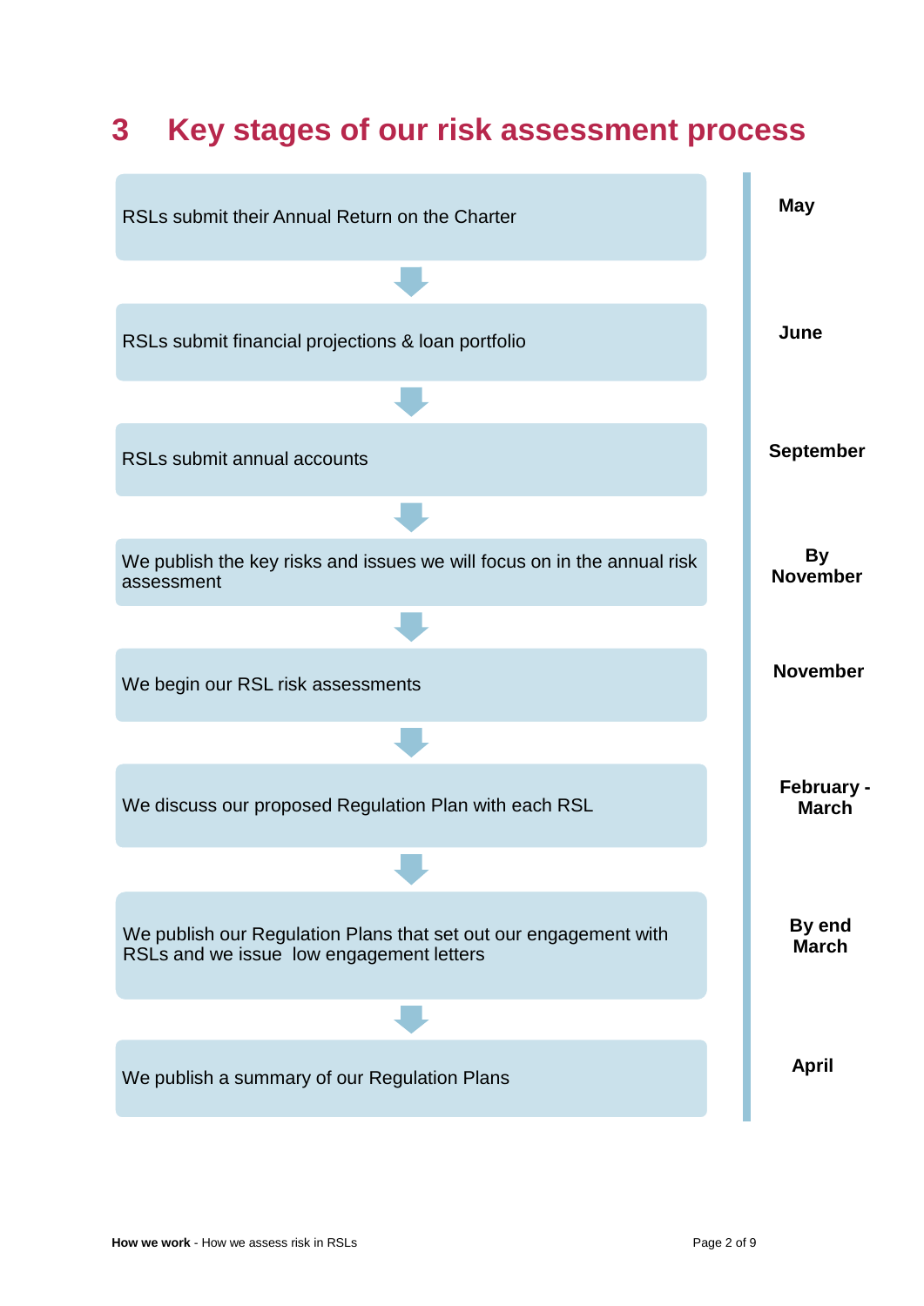## 3 Key stages of our risk assessment process

| Stage | Timing |
|---|---|
| RSLs submit their Annual Return on the Charter | May |
| RSLs submit financial projections & loan portfolio | June |
| RSLs submit annual accounts | September |
| We publish the key risks and issues we will focus on in the annual risk assessment | By November |
| We begin our RSL risk assessments | November |
| We discuss our proposed Regulation Plan with each RSL | February - March |
| We publish our Regulation Plans that set out our engagement with RSLs and we issue low engagement letters | By end March |
| We publish a summary of our Regulation Plans | April |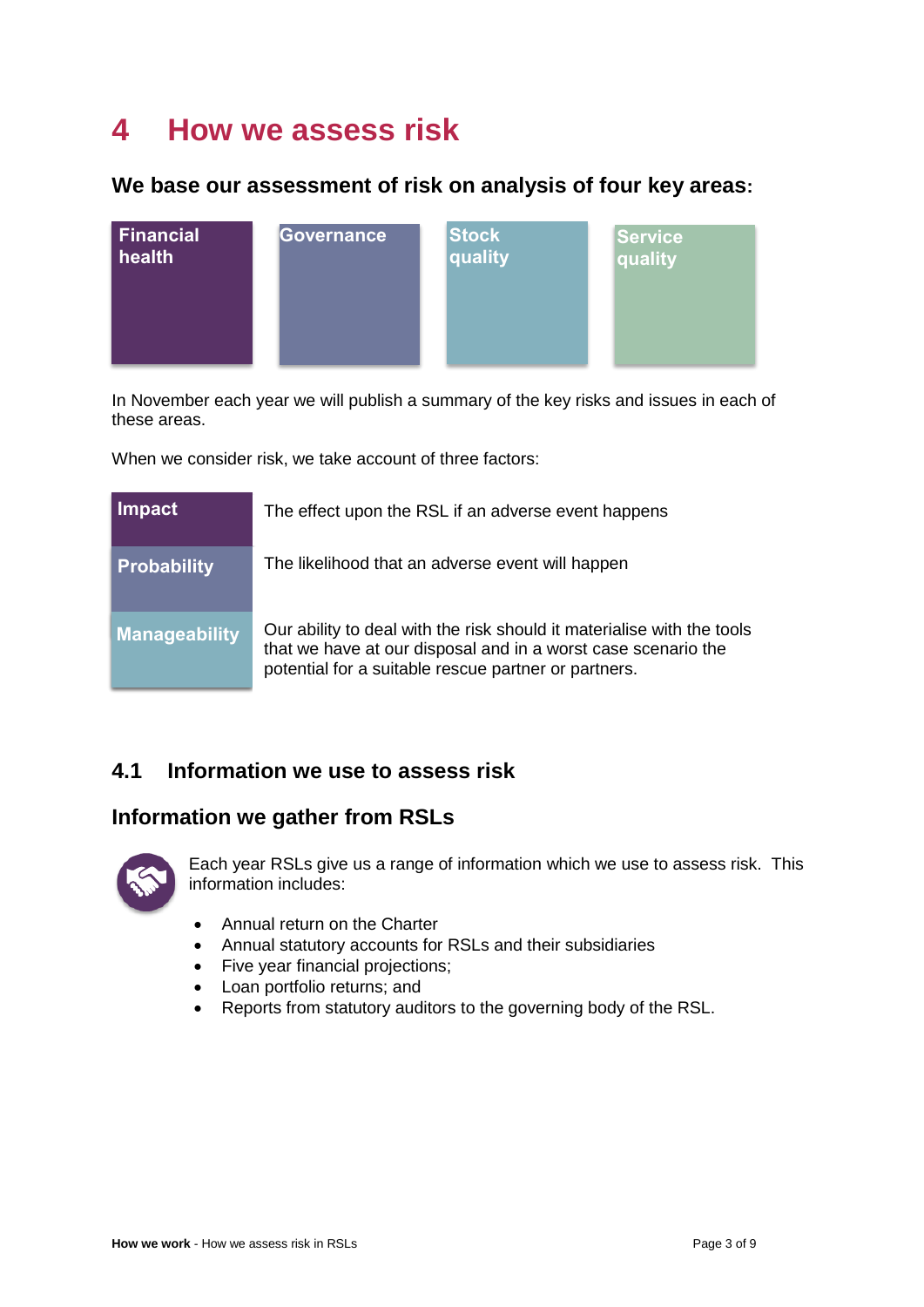# 4 How we assess risk

**We base our assessment of risk on analysis of four key areas:**

| Financial health | Governance | Stock quality | Service quality |
|---|---|---|---|

In November each year we will publish a summary of the key risks and issues in each of these areas.

When we consider risk, we take account of three factors:

| | |
|---|---|
| **Impact** | The effect upon the RSL if an adverse event happens |
| **Probability** | The likelihood that an adverse event will happen |
| **Manageability** | Our ability to deal with the risk should it materialise with the tools that we have at our disposal and in a worst case scenario the potential for a suitable rescue partner or partners. |

## 4.1 Information we use to assess risk

### Information we gather from RSLs

Each year RSLs give us a range of information which we use to assess risk. This information includes:

- Annual return on the Charter
- Annual statutory accounts for RSLs and their subsidiaries
- Five year financial projections;
- Loan portfolio returns; and
- Reports from statutory auditors to the governing body of the RSL.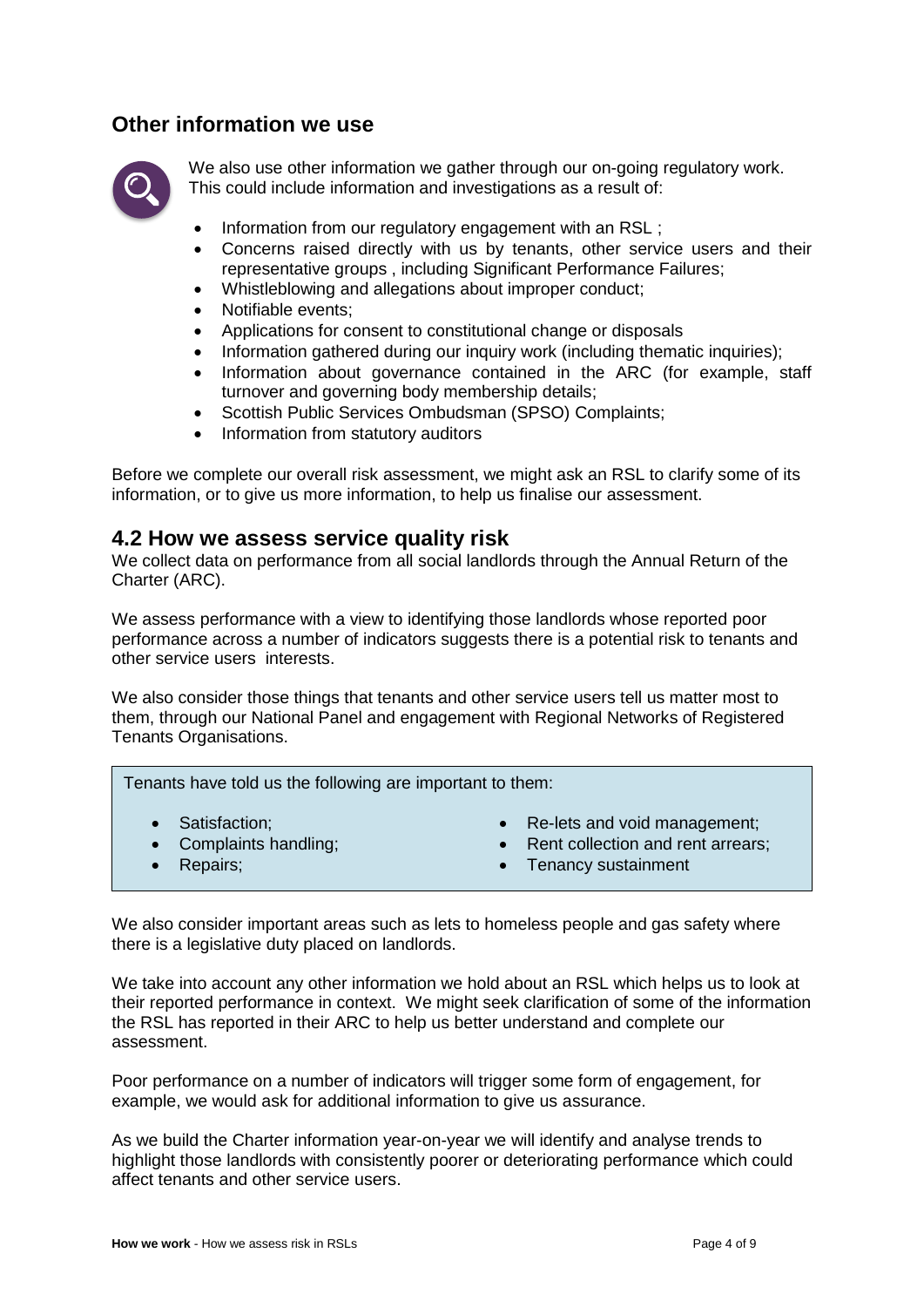## Other information we use

We also use other information we gather through our on-going regulatory work. This could include information and investigations as a result of:

- Information from our regulatory engagement with an RSL ;
- Concerns raised directly with us by tenants, other service users and their representative groups , including Significant Performance Failures;
- Whistleblowing and allegations about improper conduct;
- Notifiable events;
- Applications for consent to constitutional change or disposals
- Information gathered during our inquiry work (including thematic inquiries);
- Information about governance contained in the ARC (for example, staff turnover and governing body membership details;
- Scottish Public Services Ombudsman (SPSO) Complaints;
- Information from statutory auditors

Before we complete our overall risk assessment, we might ask an RSL to clarify some of its information, or to give us more information, to help us finalise our assessment.

## 4.2 How we assess service quality risk

We collect data on performance from all social landlords through the Annual Return of the Charter (ARC).

We assess performance with a view to identifying those landlords whose reported poor performance across a number of indicators suggests there is a potential risk to tenants and other service users interests.

We also consider those things that tenants and other service users tell us matter most to them, through our National Panel and engagement with Regional Networks of Registered Tenants Organisations.

Tenants have told us the following are important to them:

- Satisfaction;
- Complaints handling;
- Repairs;
- Re-lets and void management;
- Rent collection and rent arrears;
- Tenancy sustainment

We also consider important areas such as lets to homeless people and gas safety where there is a legislative duty placed on landlords.

We take into account any other information we hold about an RSL which helps us to look at their reported performance in context. We might seek clarification of some of the information the RSL has reported in their ARC to help us better understand and complete our assessment.

Poor performance on a number of indicators will trigger some form of engagement, for example, we would ask for additional information to give us assurance.

As we build the Charter information year-on-year we will identify and analyse trends to highlight those landlords with consistently poorer or deteriorating performance which could affect tenants and other service users.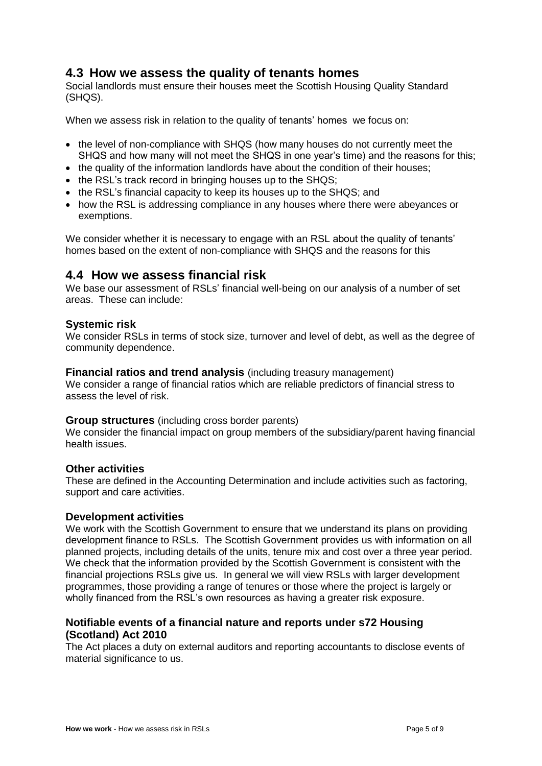## 4.3 How we assess the quality of tenants homes

Social landlords must ensure their houses meet the Scottish Housing Quality Standard (SHQS).

When we assess risk in relation to the quality of tenants' homes we focus on:

- the level of non-compliance with SHQS (how many houses do not currently meet the SHQS and how many will not meet the SHQS in one year's time) and the reasons for this;
- the quality of the information landlords have about the condition of their houses;
- the RSL's track record in bringing houses up to the SHQS;
- the RSL's financial capacity to keep its houses up to the SHQS; and
- how the RSL is addressing compliance in any houses where there were abeyances or exemptions.

We consider whether it is necessary to engage with an RSL about the quality of tenants' homes based on the extent of non-compliance with SHQS and the reasons for this

## 4.4 How we assess financial risk

We base our assessment of RSLs' financial well-being on our analysis of a number of set areas. These can include:

### Systemic risk

We consider RSLs in terms of stock size, turnover and level of debt, as well as the degree of community dependence.

### Financial ratios and trend analysis (including treasury management)

We consider a range of financial ratios which are reliable predictors of financial stress to assess the level of risk.

### Group structures (including cross border parents)

We consider the financial impact on group members of the subsidiary/parent having financial health issues.

### Other activities

These are defined in the Accounting Determination and include activities such as factoring, support and care activities.

### Development activities

We work with the Scottish Government to ensure that we understand its plans on providing development finance to RSLs. The Scottish Government provides us with information on all planned projects, including details of the units, tenure mix and cost over a three year period. We check that the information provided by the Scottish Government is consistent with the financial projections RSLs give us. In general we will view RSLs with larger development programmes, those providing a range of tenures or those where the project is largely or wholly financed from the RSL's own resources as having a greater risk exposure.

### Notifiable events of a financial nature and reports under s72 Housing (Scotland) Act 2010

The Act places a duty on external auditors and reporting accountants to disclose events of material significance to us.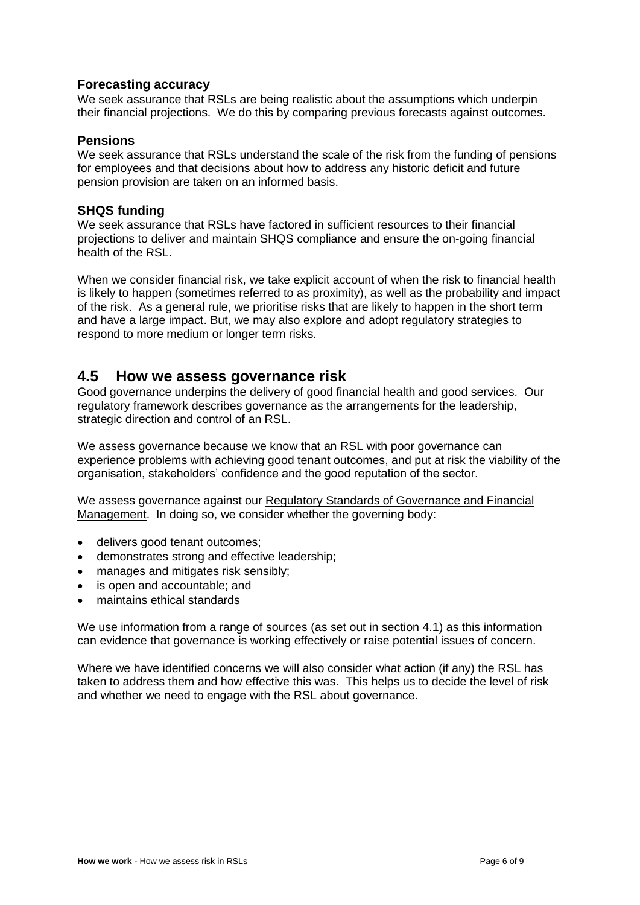### Forecasting accuracy

We seek assurance that RSLs are being realistic about the assumptions which underpin their financial projections. We do this by comparing previous forecasts against outcomes.

### Pensions

We seek assurance that RSLs understand the scale of the risk from the funding of pensions for employees and that decisions about how to address any historic deficit and future pension provision are taken on an informed basis.

### SHQS funding

We seek assurance that RSLs have factored in sufficient resources to their financial projections to deliver and maintain SHQS compliance and ensure the on-going financial health of the RSL.

When we consider financial risk, we take explicit account of when the risk to financial health is likely to happen (sometimes referred to as proximity), as well as the probability and impact of the risk. As a general rule, we prioritise risks that are likely to happen in the short term and have a large impact. But, we may also explore and adopt regulatory strategies to respond to more medium or longer term risks.

## 4.5 How we assess governance risk

Good governance underpins the delivery of good financial health and good services. Our regulatory framework describes governance as the arrangements for the leadership, strategic direction and control of an RSL.

We assess governance because we know that an RSL with poor governance can experience problems with achieving good tenant outcomes, and put at risk the viability of the organisation, stakeholders' confidence and the good reputation of the sector.

We assess governance against our Regulatory Standards of Governance and Financial Management. In doing so, we consider whether the governing body:

- delivers good tenant outcomes;
- demonstrates strong and effective leadership;
- manages and mitigates risk sensibly;
- is open and accountable; and
- maintains ethical standards

We use information from a range of sources (as set out in section 4.1) as this information can evidence that governance is working effectively or raise potential issues of concern.

Where we have identified concerns we will also consider what action (if any) the RSL has taken to address them and how effective this was. This helps us to decide the level of risk and whether we need to engage with the RSL about governance.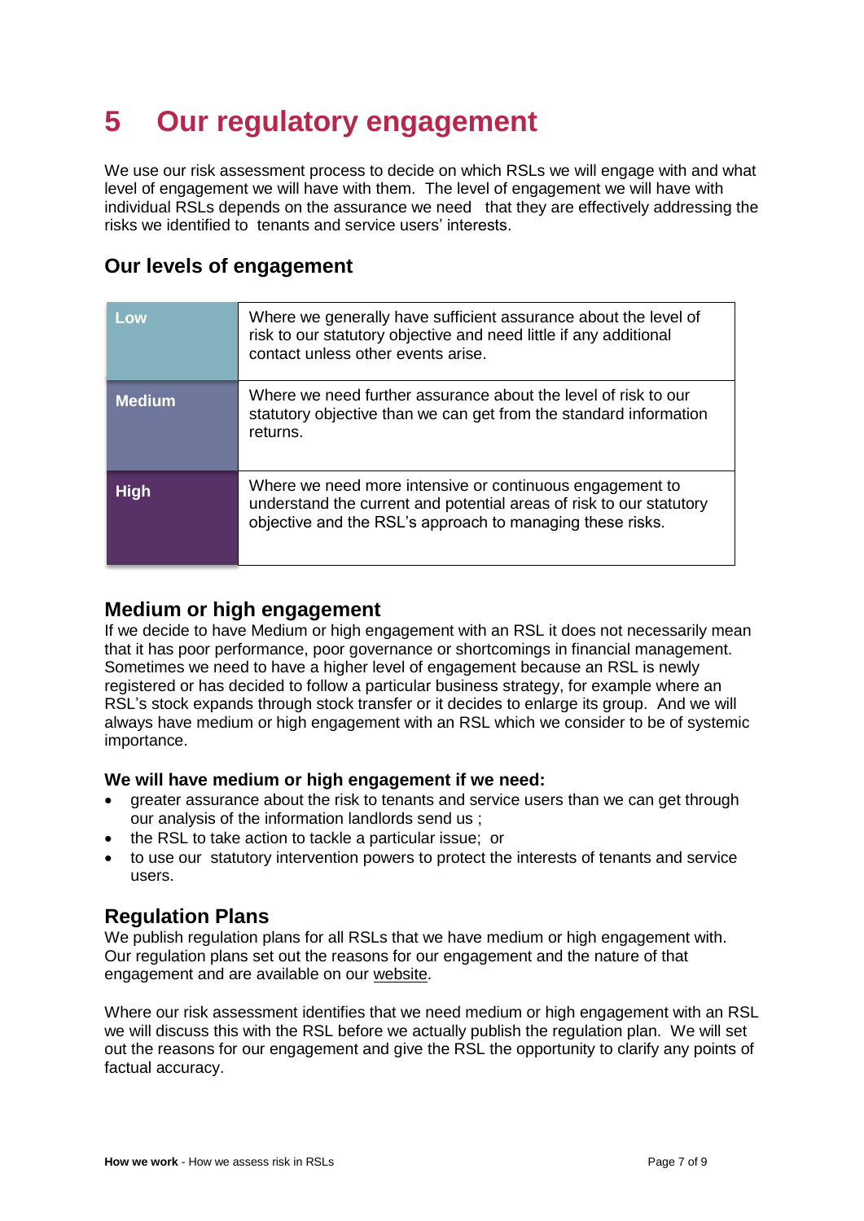# 5 Our regulatory engagement

We use our risk assessment process to decide on which RSLs we will engage with and what level of engagement we will have with them. The level of engagement we will have with individual RSLs depends on the assurance we need that they are effectively addressing the risks we identified to tenants and service users' interests.

## Our levels of engagement

| | |
|---|---|
| **Low** | Where we generally have sufficient assurance about the level of risk to our statutory objective and need little if any additional contact unless other events arise. |
| **Medium** | Where we need further assurance about the level of risk to our statutory objective than we can get from the standard information returns. |
| **High** | Where we need more intensive or continuous engagement to understand the current and potential areas of risk to our statutory objective and the RSL's approach to managing these risks. |

## Medium or high engagement

If we decide to have Medium or high engagement with an RSL it does not necessarily mean that it has poor performance, poor governance or shortcomings in financial management. Sometimes we need to have a higher level of engagement because an RSL is newly registered or has decided to follow a particular business strategy, for example where an RSL's stock expands through stock transfer or it decides to enlarge its group. And we will always have medium or high engagement with an RSL which we consider to be of systemic importance.

### We will have medium or high engagement if we need:

- greater assurance about the risk to tenants and service users than we can get through our analysis of the information landlords send us ;
- the RSL to take action to tackle a particular issue; or
- to use our statutory intervention powers to protect the interests of tenants and service users.

## Regulation Plans

We publish regulation plans for all RSLs that we have medium or high engagement with. Our regulation plans set out the reasons for our engagement and the nature of that engagement and are available on our website.

Where our risk assessment identifies that we need medium or high engagement with an RSL we will discuss this with the RSL before we actually publish the regulation plan. We will set out the reasons for our engagement and give the RSL the opportunity to clarify any points of factual accuracy.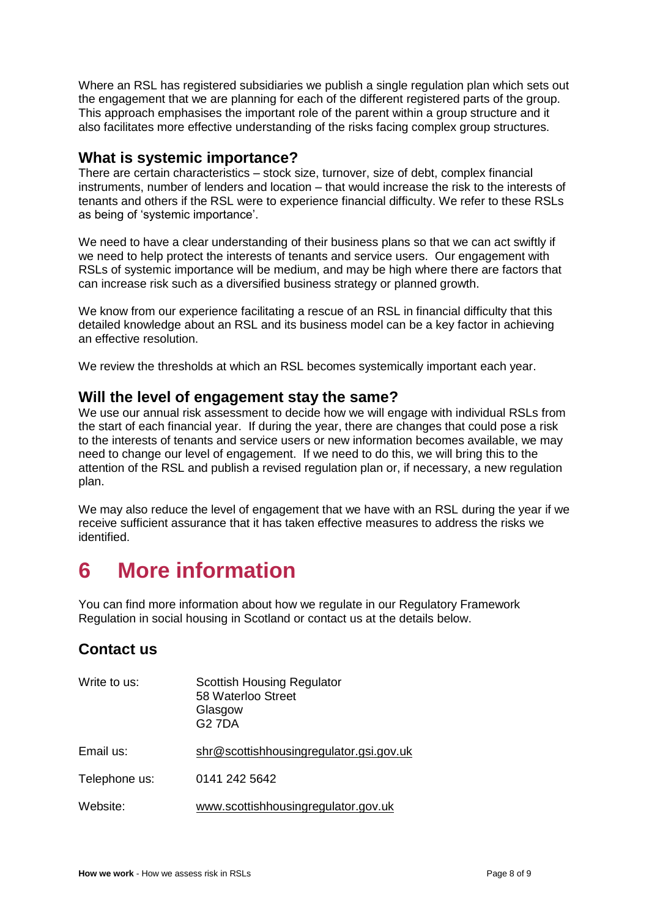Where an RSL has registered subsidiaries we publish a single regulation plan which sets out the engagement that we are planning for each of the different registered parts of the group. This approach emphasises the important role of the parent within a group structure and it also facilitates more effective understanding of the risks facing complex group structures.

## What is systemic importance?

There are certain characteristics – stock size, turnover, size of debt, complex financial instruments, number of lenders and location – that would increase the risk to the interests of tenants and others if the RSL were to experience financial difficulty. We refer to these RSLs as being of 'systemic importance'.

We need to have a clear understanding of their business plans so that we can act swiftly if we need to help protect the interests of tenants and service users. Our engagement with RSLs of systemic importance will be medium, and may be high where there are factors that can increase risk such as a diversified business strategy or planned growth.

We know from our experience facilitating a rescue of an RSL in financial difficulty that this detailed knowledge about an RSL and its business model can be a key factor in achieving an effective resolution.

We review the thresholds at which an RSL becomes systemically important each year.

## Will the level of engagement stay the same?

We use our annual risk assessment to decide how we will engage with individual RSLs from the start of each financial year. If during the year, there are changes that could pose a risk to the interests of tenants and service users or new information becomes available, we may need to change our level of engagement. If we need to do this, we will bring this to the attention of the RSL and publish a revised regulation plan or, if necessary, a new regulation plan.

We may also reduce the level of engagement that we have with an RSL during the year if we receive sufficient assurance that it has taken effective measures to address the risks we identified.

# 6 More information

You can find more information about how we regulate in our Regulatory Framework Regulation in social housing in Scotland or contact us at the details below.

## Contact us

| | |
|---|---|
| Write to us: | Scottish Housing Regulator<br>58 Waterloo Street<br>Glasgow<br>G2 7DA |
| Email us: | shr@scottishhousingregulator.gsi.gov.uk |
| Telephone us: | 0141 242 5642 |
| Website: | www.scottishhousingregulator.gov.uk |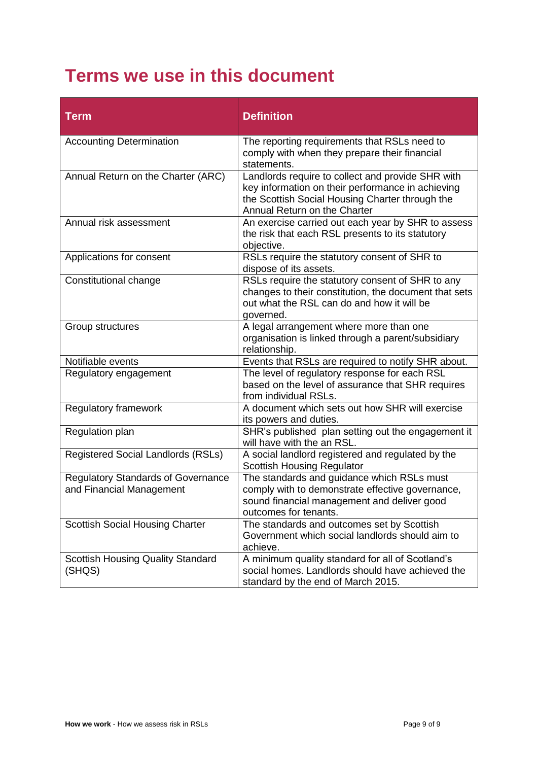# Terms we use in this document

| Term | Definition |
| --- | --- |
| Accounting Determination | The reporting requirements that RSLs need to comply with when they prepare their financial statements. |
| Annual Return on the Charter (ARC) | Landlords require to collect and provide SHR with key information on their performance in achieving the Scottish Social Housing Charter through the Annual Return on the Charter |
| Annual risk assessment | An exercise carried out each year by SHR to assess the risk that each RSL presents to its statutory objective. |
| Applications for consent | RSLs require the statutory consent of SHR to dispose of its assets. |
| Constitutional change | RSLs require the statutory consent of SHR to any changes to their constitution, the document that sets out what the RSL can do and how it will be governed. |
| Group structures | A legal arrangement where more than one organisation is linked through a parent/subsidiary relationship. |
| Notifiable events | Events that RSLs are required to notify SHR about. |
| Regulatory engagement | The level of regulatory response for each RSL based on the level of assurance that SHR requires from individual RSLs. |
| Regulatory framework | A document which sets out how SHR will exercise its powers and duties. |
| Regulation plan | SHR's published plan setting out the engagement it will have with the an RSL. |
| Registered Social Landlords (RSLs) | A social landlord registered and regulated by the Scottish Housing Regulator |
| Regulatory Standards of Governance and Financial Management | The standards and guidance which RSLs must comply with to demonstrate effective governance, sound financial management and deliver good outcomes for tenants. |
| Scottish Social Housing Charter | The standards and outcomes set by Scottish Government which social landlords should aim to achieve. |
| Scottish Housing Quality Standard (SHQS) | A minimum quality standard for all of Scotland's social homes. Landlords should have achieved the standard by the end of March 2015. |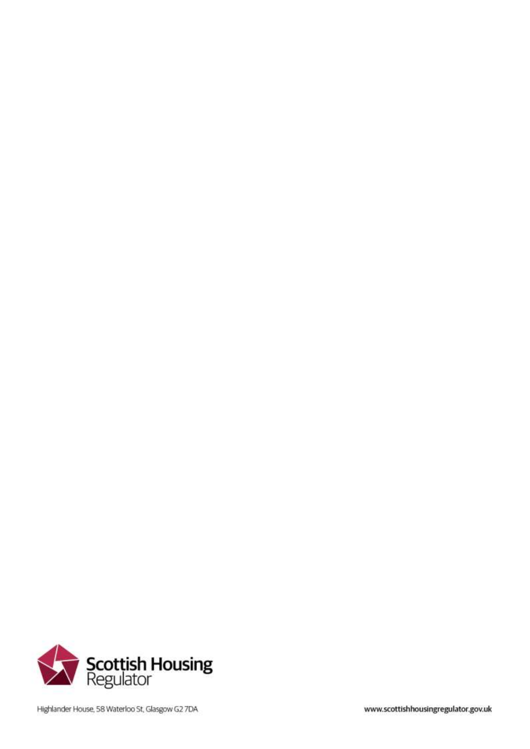Scottish Housing Regulator

Highlander House, 58 Waterloo St, Glasgow G2 7DA

www.scottishhousingregulator.gov.uk